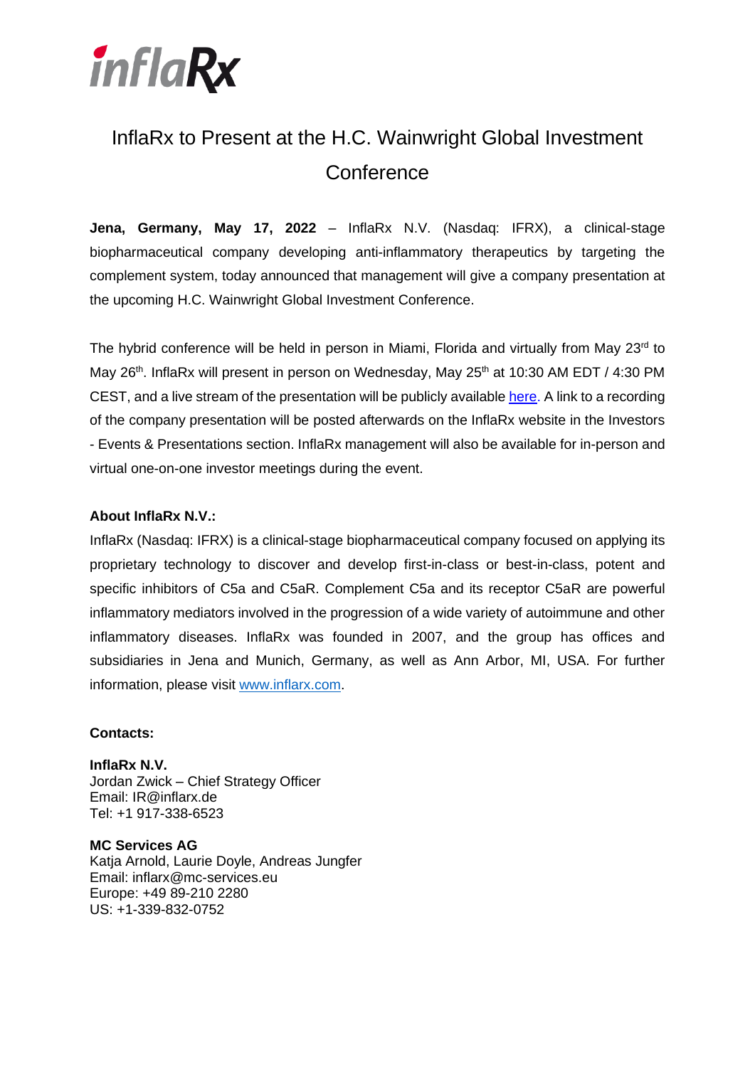# InflaRx to Present at the H.C. Wainwright Global Investment Conference

**Jena, Germany, May 17, 2022** – InflaRx N.V. (Nasdaq: IFRX), a clinical-stage biopharmaceutical company developing anti-inflammatory therapeutics by targeting the complement system, today announced that management will give a company presentation at the upcoming H.C. Wainwright Global Investment Conference.

The hybrid conference will be held in person in Miami, Florida and virtually from May 23rd to May 26th. InflaRx will present in person on Wednesday, May 25th at 10:30 AM EDT / 4:30 PM CEST, and a live stream of the presentation will be publicly available here. A link to a recording of the company presentation will be posted afterwards on the InflaRx website in the Investors - Events & Presentations section. InflaRx management will also be available for in-person and virtual one-on-one investor meetings during the event.

**About InflaRx N.V.:**

InflaRx (Nasdaq: IFRX) is a clinical-stage biopharmaceutical company focused on applying its proprietary technology to discover and develop first-in-class or best-in-class, potent and specific inhibitors of C5a and C5aR. Complement C5a and its receptor C5aR are powerful inflammatory mediators involved in the progression of a wide variety of autoimmune and other inflammatory diseases. InflaRx was founded in 2007, and the group has offices and subsidiaries in Jena and Munich, Germany, as well as Ann Arbor, MI, USA. For further information, please visit www.inflarx.com.

**Contacts:**

**InflaRx N.V.**
Jordan Zwick – Chief Strategy Officer
Email: IR@inflarx.de
Tel: +1 917-338-6523

**MC Services AG**
Katja Arnold, Laurie Doyle, Andreas Jungfer
Email: inflarx@mc-services.eu
Europe: +49 89-210 2280
US: +1-339-832-0752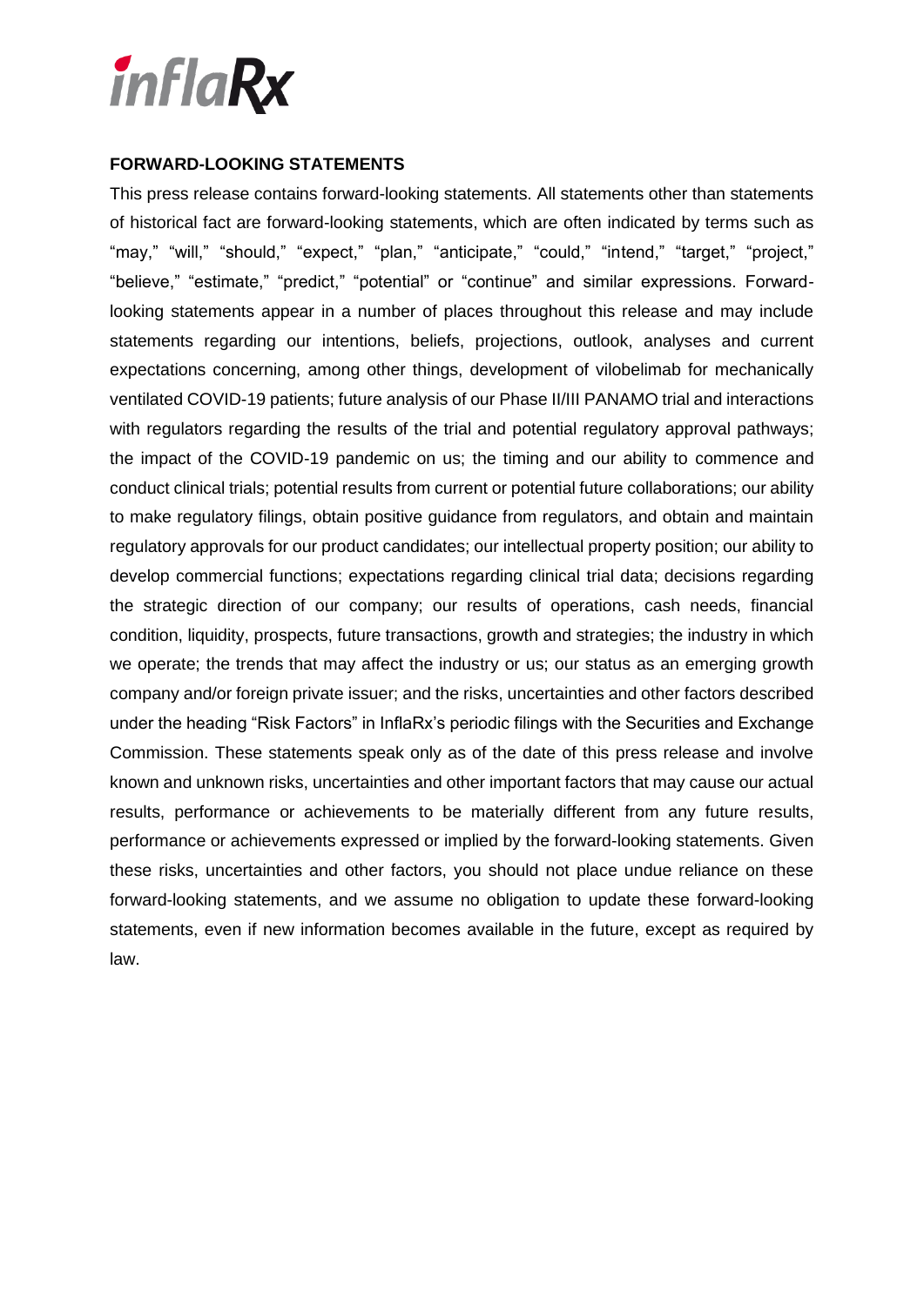**FORWARD-LOOKING STATEMENTS**

This press release contains forward-looking statements. All statements other than statements of historical fact are forward-looking statements, which are often indicated by terms such as "may," "will," "should," "expect," "plan," "anticipate," "could," "intend," "target," "project," "believe," "estimate," "predict," "potential" or "continue" and similar expressions. Forward-looking statements appear in a number of places throughout this release and may include statements regarding our intentions, beliefs, projections, outlook, analyses and current expectations concerning, among other things, development of vilobelimab for mechanically ventilated COVID-19 patients; future analysis of our Phase II/III PANAMO trial and interactions with regulators regarding the results of the trial and potential regulatory approval pathways; the impact of the COVID-19 pandemic on us; the timing and our ability to commence and conduct clinical trials; potential results from current or potential future collaborations; our ability to make regulatory filings, obtain positive guidance from regulators, and obtain and maintain regulatory approvals for our product candidates; our intellectual property position; our ability to develop commercial functions; expectations regarding clinical trial data; decisions regarding the strategic direction of our company; our results of operations, cash needs, financial condition, liquidity, prospects, future transactions, growth and strategies; the industry in which we operate; the trends that may affect the industry or us; our status as an emerging growth company and/or foreign private issuer; and the risks, uncertainties and other factors described under the heading "Risk Factors" in InflaRx's periodic filings with the Securities and Exchange Commission. These statements speak only as of the date of this press release and involve known and unknown risks, uncertainties and other important factors that may cause our actual results, performance or achievements to be materially different from any future results, performance or achievements expressed or implied by the forward-looking statements. Given these risks, uncertainties and other factors, you should not place undue reliance on these forward-looking statements, and we assume no obligation to update these forward-looking statements, even if new information becomes available in the future, except as required by law.